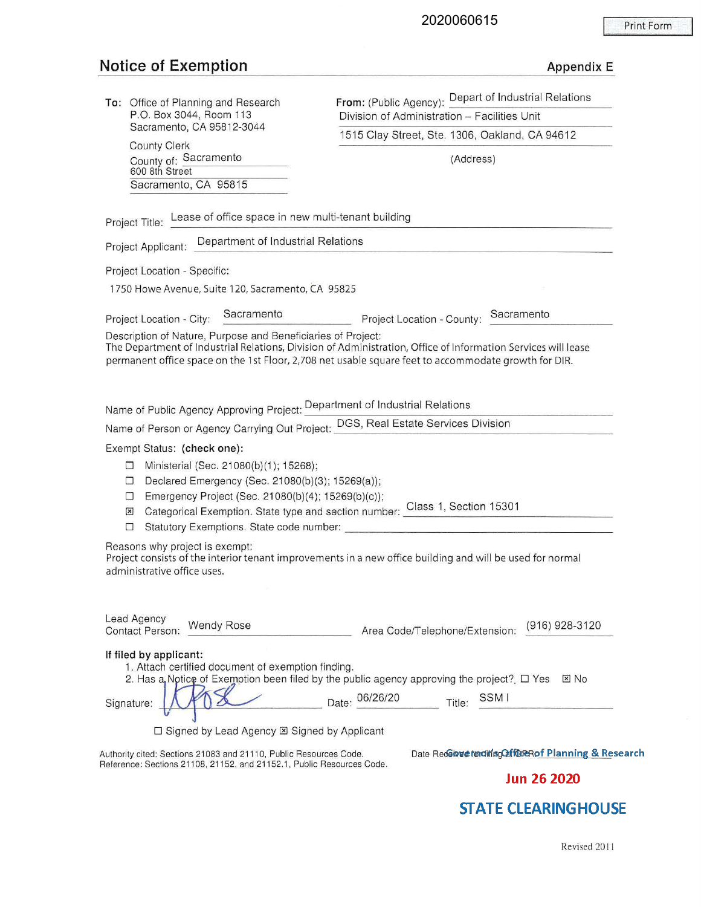2020060615

# Notice of Exemption

Appendix E

**To:** Office of Planning and Research
P.O. Box 3044, Room 113
Sacramento, CA 95812-3044

County Clerk
County of: Sacramento
600 8th Street
Sacramento, CA 95815

**From:** (Public Agency): Depart of Industrial Relations
Division of Administration – Facilities Unit
1515 Clay Street, Ste. 1306, Oakland, CA 94612
(Address)

Project Title: Lease of office space in new multi-tenant building

Project Applicant: Department of Industrial Relations

Project Location - Specific:
1750 Howe Avenue, Suite 120, Sacramento, CA 95825

Project Location - City: Sacramento  Project Location - County: Sacramento

Description of Nature, Purpose and Beneficiaries of Project:
The Department of Industrial Relations, Division of Administration, Office of Information Services will lease permanent office space on the 1st Floor, 2,708 net usable square feet to accommodate growth for DIR.

Name of Public Agency Approving Project: Department of Industrial Relations

Name of Person or Agency Carrying Out Project: DGS, Real Estate Services Division

Exempt Status: **(check one):**

- ☐ Ministerial (Sec. 21080(b)(1); 15268);
- ☐ Declared Emergency (Sec. 21080(b)(3); 15269(a));
- ☐ Emergency Project (Sec. 21080(b)(4); 15269(b)(c));
- ☒ Categorical Exemption. State type and section number: Class 1, Section 15301
- ☐ Statutory Exemptions. State code number:

Reasons why project is exempt:
Project consists of the interior tenant improvements in a new office building and will be used for normal administrative office uses.

Lead Agency Contact Person: Wendy Rose  Area Code/Telephone/Extension: (916) 928-3120

**If filed by applicant:**

1. Attach certified document of exemption finding.
2. Has a Notice of Exemption been filed by the public agency approving the project?. ☐ Yes ☒ No

Signature: [signature]  Date: 06/26/20  Title: SSM I

☐ Signed by Lead Agency ☒ Signed by Applicant

Authority cited: Sections 21083 and 21110, Public Resources Code.
Reference: Sections 21108, 21152, and 21152.1, Public Resources Code.

Date Received for filing at OPR:

Governor's Office of Planning & Research

**Jun 26 2020**

**STATE CLEARINGHOUSE**

Revised 2011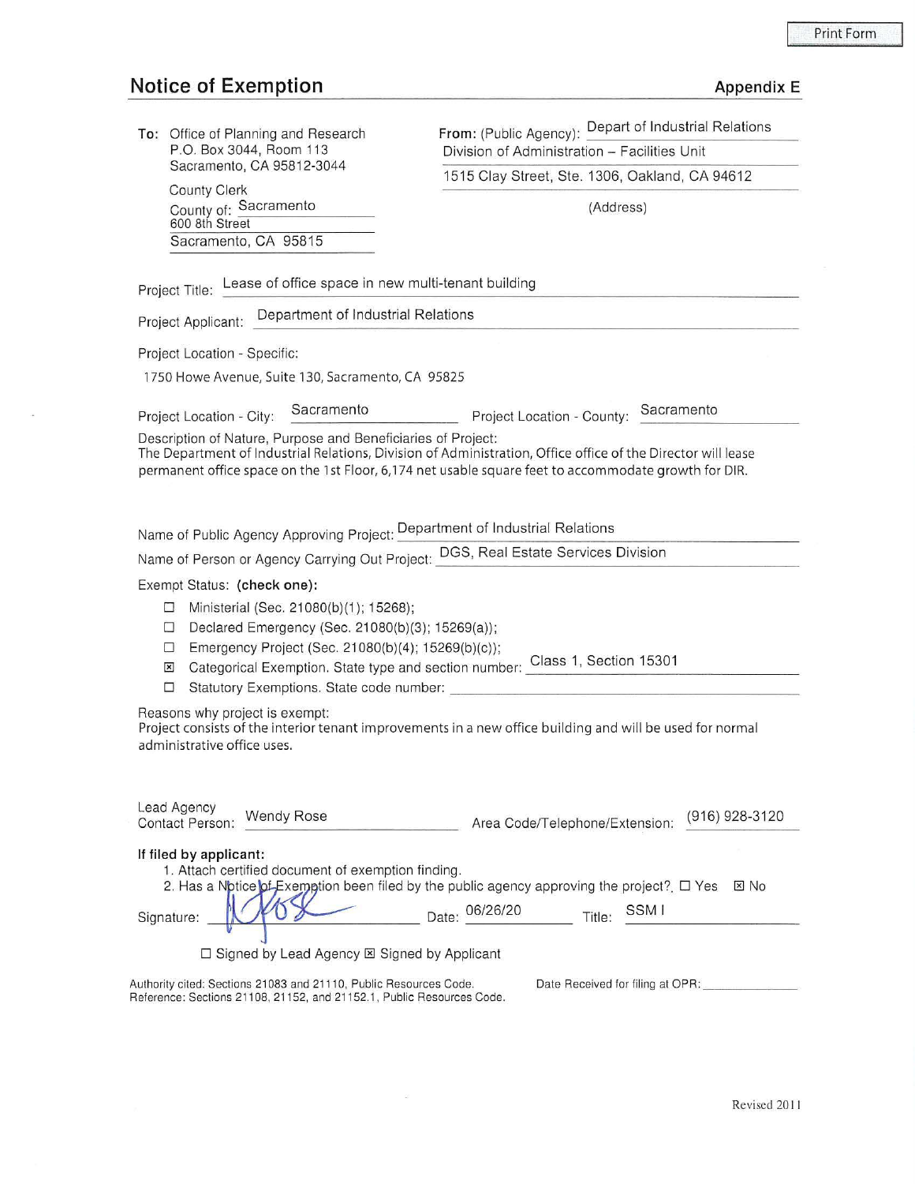Print Form

# Notice of Exemption

**Appendix E**

**To:** Office of Planning and Research
P.O. Box 3044, Room 113
Sacramento, CA 95812-3044

County Clerk
County of: Sacramento
600 8th Street
Sacramento, CA 95815

**From:** (Public Agency): Depart of Industrial Relations
Division of Administration – Facilities Unit
1515 Clay Street, Ste. 1306, Oakland, CA 94612
(Address)

Project Title: Lease of office space in new multi-tenant building

Project Applicant: Department of Industrial Relations

Project Location - Specific:

1750 Howe Avenue, Suite 130, Sacramento, CA 95825

Project Location - City: Sacramento Project Location - County: Sacramento

Description of Nature, Purpose and Beneficiaries of Project:
The Department of Industrial Relations, Division of Administration, Office office of the Director will lease permanent office space on the 1st Floor, 6,174 net usable square feet to accommodate growth for DIR.

Name of Public Agency Approving Project: Department of Industrial Relations

Name of Person or Agency Carrying Out Project: DGS, Real Estate Services Division

Exempt Status: **(check one):**

- ☐ Ministerial (Sec. 21080(b)(1); 15268);
- ☐ Declared Emergency (Sec. 21080(b)(3); 15269(a));
- ☐ Emergency Project (Sec. 21080(b)(4); 15269(b)(c));
- ☒ Categorical Exemption. State type and section number: Class 1, Section 15301
- ☐ Statutory Exemptions. State code number:

Reasons why project is exempt:
Project consists of the interior tenant improvements in a new office building and will be used for normal administrative office uses.

Lead Agency Contact Person: Wendy Rose Area Code/Telephone/Extension: (916) 928-3120

**If filed by applicant:**

1. Attach certified document of exemption finding.
2. Has a Notice of Exemption been filed by the public agency approving the project?. ☐ Yes ☒ No

Signature: [signature] Date: 06/26/20 Title: SSM I

☐ Signed by Lead Agency ☒ Signed by Applicant

Authority cited: Sections 21083 and 21110, Public Resources Code.
Reference: Sections 21108, 21152, and 21152.1, Public Resources Code.

Date Received for filing at OPR:

Revised 2011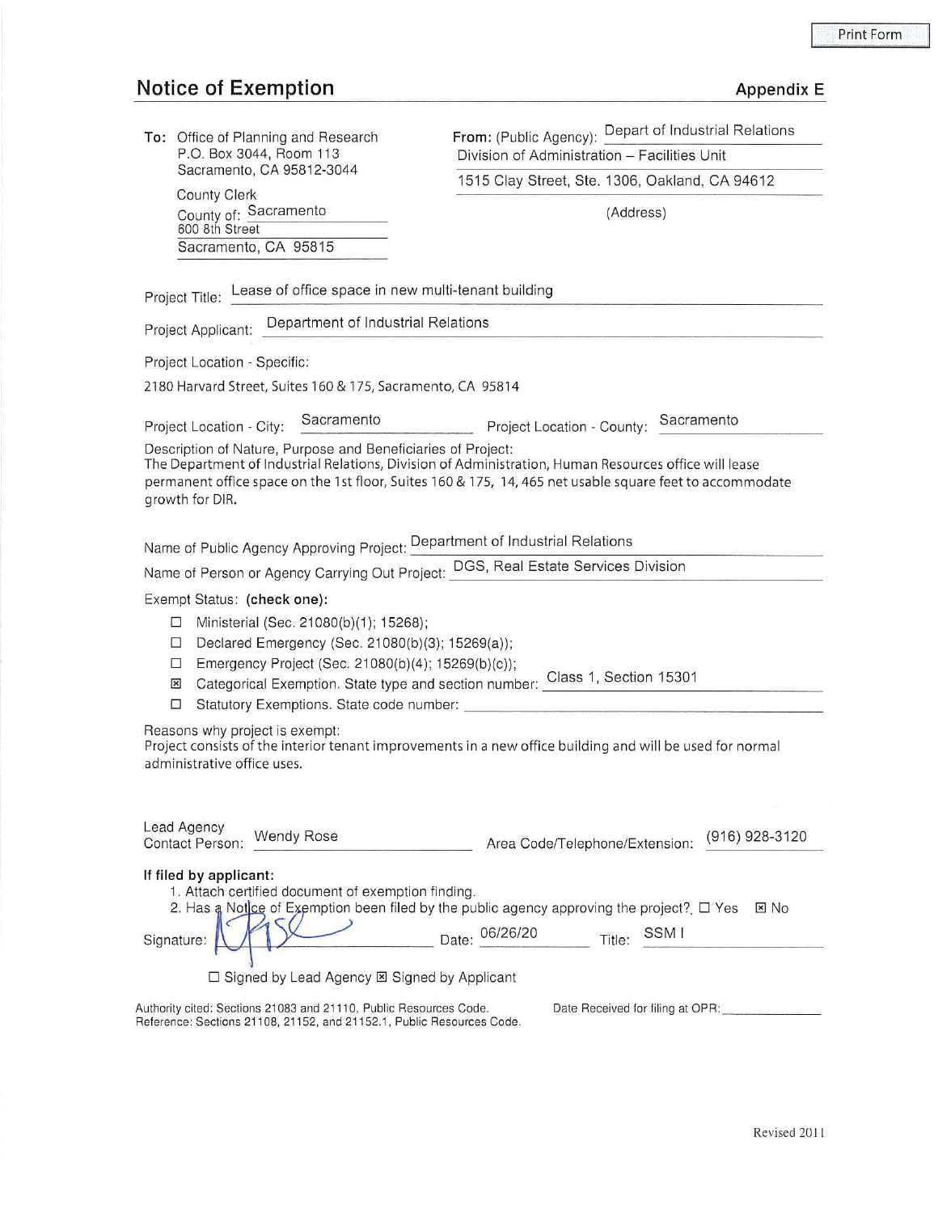Print Form

# Notice of Exemption

**Appendix E**

**To:** Office of Planning and Research
P.O. Box 3044, Room 113
Sacramento, CA 95812-3044

County Clerk
County of: Sacramento
600 8th Street
Sacramento, CA 95815

**From:** (Public Agency): Depart of Industrial Relations
Division of Administration – Facilities Unit
1515 Clay Street, Ste. 1306, Oakland, CA 94612
(Address)

Project Title: Lease of office space in new multi-tenant building

Project Applicant: Department of Industrial Relations

Project Location - Specific:

2180 Harvard Street, Suites 160 & 175, Sacramento, CA 95814

Project Location - City: Sacramento Project Location - County: Sacramento

Description of Nature, Purpose and Beneficiaries of Project:
The Department of Industrial Relations, Division of Administration, Human Resources office will lease permanent office space on the 1st floor, Suites 160 & 175, 14, 465 net usable square feet to accommodate growth for DIR.

Name of Public Agency Approving Project: Department of Industrial Relations

Name of Person or Agency Carrying Out Project: DGS, Real Estate Services Division

Exempt Status: **(check one):**

- ☐ Ministerial (Sec. 21080(b)(1); 15268);
- ☐ Declared Emergency (Sec. 21080(b)(3); 15269(a));
- ☐ Emergency Project (Sec. 21080(b)(4); 15269(b)(c));
- ☒ Categorical Exemption. State type and section number: Class 1, Section 15301
- ☐ Statutory Exemptions. State code number:

Reasons why project is exempt:
Project consists of the interior tenant improvements in a new office building and will be used for normal administrative office uses.

Lead Agency Contact Person: Wendy Rose Area Code/Telephone/Extension: (916) 928-3120

**If filed by applicant:**

1. Attach certified document of exemption finding.
2. Has a Notice of Exemption been filed by the public agency approving the project?. ☐ Yes ☒ No

Signature: [signature] Date: 06/26/20 Title: SSM I

☐ Signed by Lead Agency ☒ Signed by Applicant

Authority cited: Sections 21083 and 21110, Public Resources Code.
Reference: Sections 21108, 21152, and 21152.1, Public Resources Code.

Date Received for filing at OPR:

Revised 2011